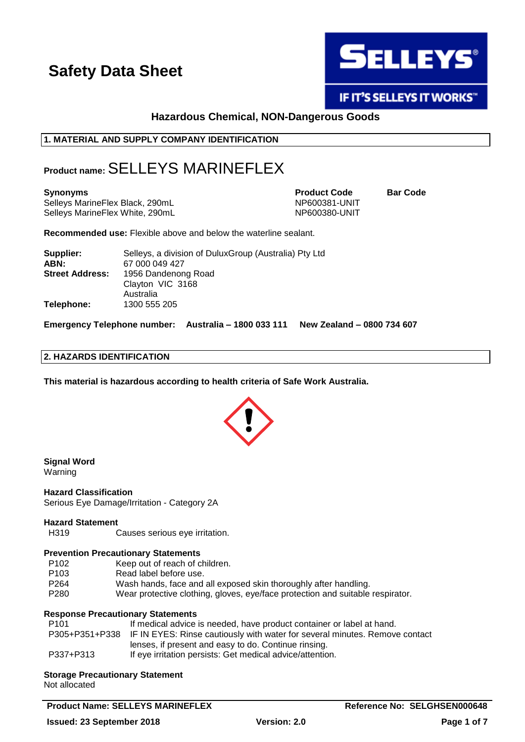# Safety Data Sheet

**SELLEYS**

**IF IT'S SELLEYS IT WORKS™**

### Hazardous Chemical, NON-Dangerous Goods

## 1. MATERIAL AND SUPPLY COMPANY IDENTIFICATION

**Product name:** SELLEYS MARINEFLEX

| **Synonyms** | **Product Code** | **Bar Code** |
|---|---|---|
| Selleys MarineFlex Black, 290mL | NP600381-UNIT | |
| Selleys MarineFlex White, 290mL | NP600380-UNIT | |

**Recommended use:** Flexible above and below the waterline sealant.

| | |
|---|---|
| **Supplier:** | Selleys, a division of DuluxGroup (Australia) Pty Ltd |
| **ABN:** | 67 000 049 427 |
| **Street Address:** | 1956 Dandenong Road<br>Clayton VIC 3168<br>Australia |
| **Telephone:** | 1300 555 205 |

**Emergency Telephone number: Australia – 1800 033 111 New Zealand – 0800 734 607**

## 2. HAZARDS IDENTIFICATION

**This material is hazardous according to health criteria of Safe Work Australia.**

**Signal Word**
Warning

**Hazard Classification**
Serious Eye Damage/Irritation - Category 2A

**Hazard Statement**

| | |
|---|---|
| H319 | Causes serious eye irritation. |

**Prevention Precautionary Statements**

| | |
|---|---|
| P102 | Keep out of reach of children. |
| P103 | Read label before use. |
| P264 | Wash hands, face and all exposed skin thoroughly after handling. |
| P280 | Wear protective clothing, gloves, eye/face protection and suitable respirator. |

**Response Precautionary Statements**

| | |
|---|---|
| P101 | If medical advice is needed, have product container or label at hand. |
| P305+P351+P338 | IF IN EYES: Rinse cautiously with water for several minutes. Remove contact lenses, if present and easy to do. Continue rinsing. |
| P337+P313 | If eye irritation persists: Get medical advice/attention. |

**Storage Precautionary Statement**
Not allocated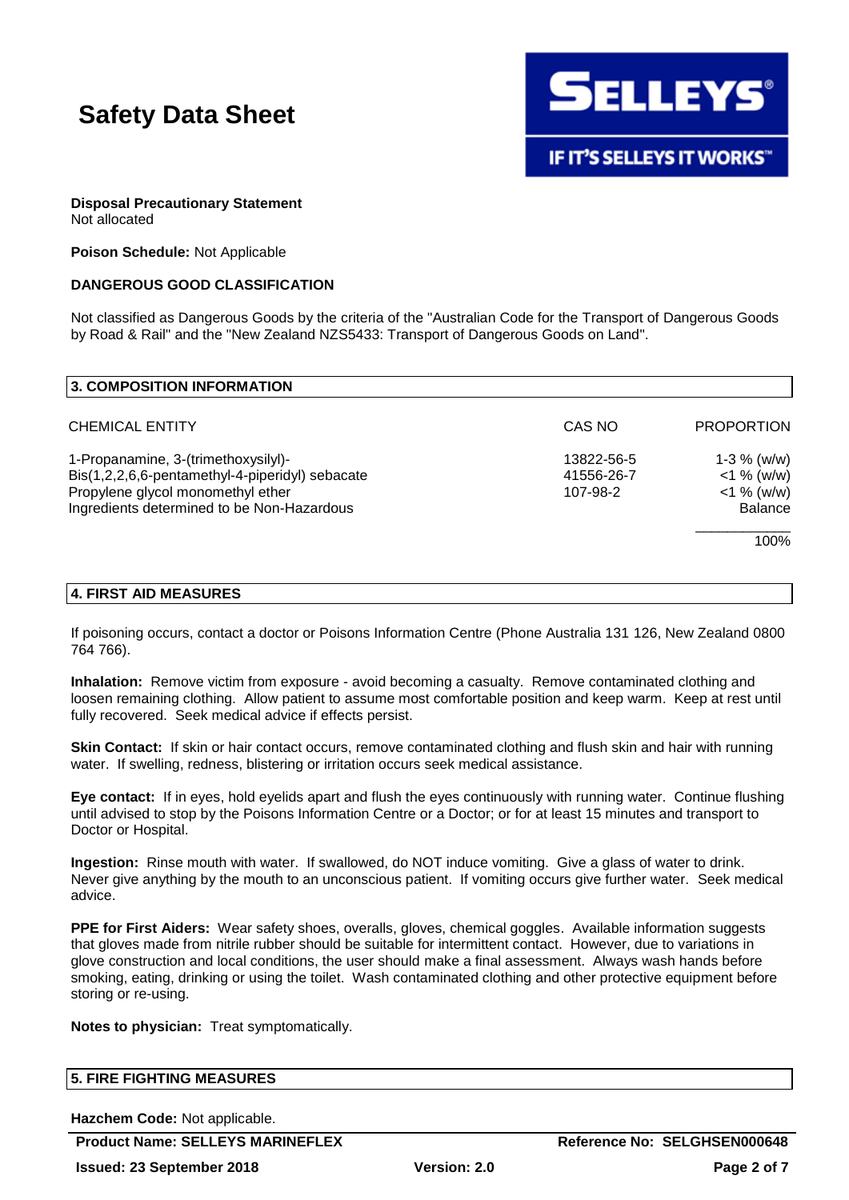**Disposal Precautionary Statement**
Not allocated

**Poison Schedule:** Not Applicable

**DANGEROUS GOOD CLASSIFICATION**

Not classified as Dangerous Goods by the criteria of the "Australian Code for the Transport of Dangerous Goods by Road & Rail" and the "New Zealand NZS5433: Transport of Dangerous Goods on Land".

## 3. COMPOSITION INFORMATION

| CHEMICAL ENTITY | CAS NO | PROPORTION |
|---|---|---|
| 1-Propanamine, 3-(trimethoxysilyl)- | 13822-56-5 | 1-3 % (w/w) |
| Bis(1,2,2,6,6-pentamethyl-4-piperidyl) sebacate | 41556-26-7 | <1 % (w/w) |
| Propylene glycol monomethyl ether | 107-98-2 | <1 % (w/w) |
| Ingredients determined to be Non-Hazardous | | Balance |
| | | 100% |

## 4. FIRST AID MEASURES

If poisoning occurs, contact a doctor or Poisons Information Centre (Phone Australia 131 126, New Zealand 0800 764 766).

**Inhalation:** Remove victim from exposure - avoid becoming a casualty. Remove contaminated clothing and loosen remaining clothing. Allow patient to assume most comfortable position and keep warm. Keep at rest until fully recovered. Seek medical advice if effects persist.

**Skin Contact:** If skin or hair contact occurs, remove contaminated clothing and flush skin and hair with running water. If swelling, redness, blistering or irritation occurs seek medical assistance.

**Eye contact:** If in eyes, hold eyelids apart and flush the eyes continuously with running water. Continue flushing until advised to stop by the Poisons Information Centre or a Doctor; or for at least 15 minutes and transport to Doctor or Hospital.

**Ingestion:** Rinse mouth with water. If swallowed, do NOT induce vomiting. Give a glass of water to drink. Never give anything by the mouth to an unconscious patient. If vomiting occurs give further water. Seek medical advice.

**PPE for First Aiders:** Wear safety shoes, overalls, gloves, chemical goggles. Available information suggests that gloves made from nitrile rubber should be suitable for intermittent contact. However, due to variations in glove construction and local conditions, the user should make a final assessment. Always wash hands before smoking, eating, drinking or using the toilet. Wash contaminated clothing and other protective equipment before storing or re-using.

**Notes to physician:** Treat symptomatically.

## 5. FIRE FIGHTING MEASURES

**Hazchem Code:** Not applicable.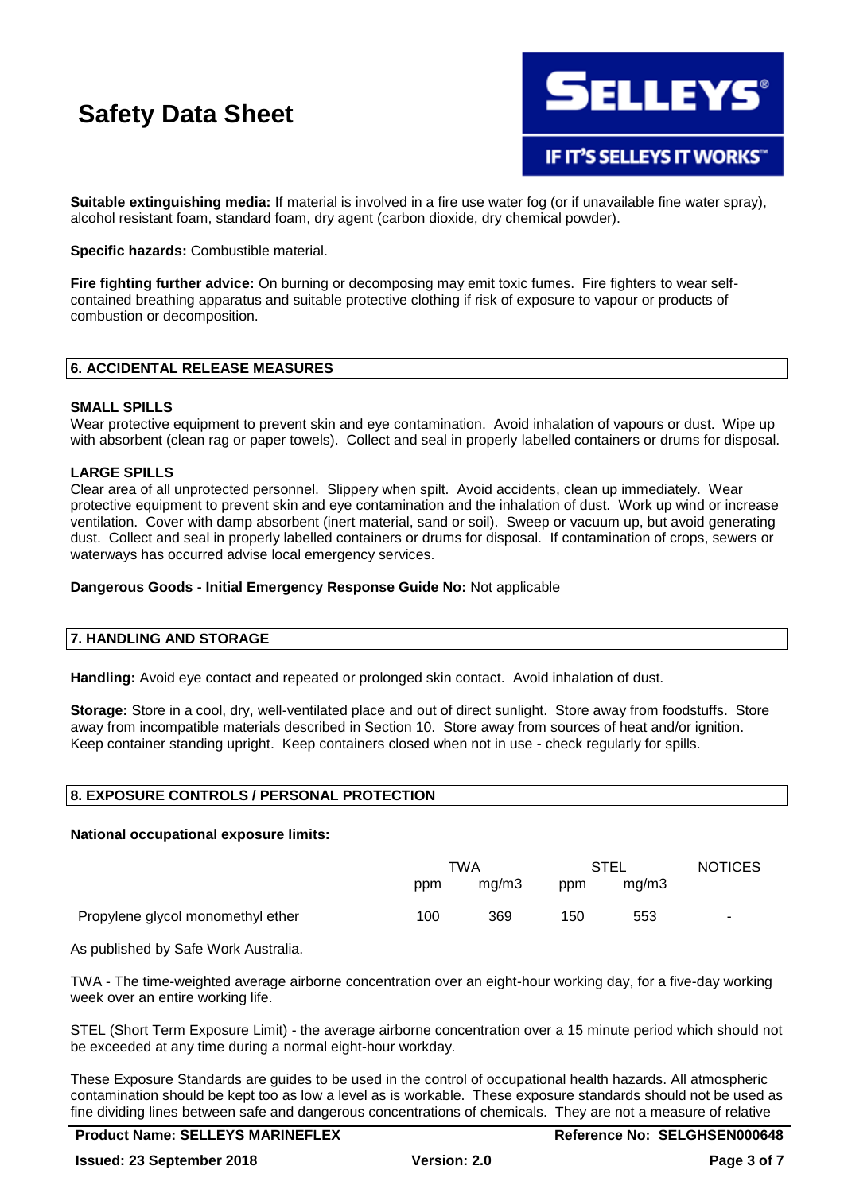**Suitable extinguishing media:** If material is involved in a fire use water fog (or if unavailable fine water spray), alcohol resistant foam, standard foam, dry agent (carbon dioxide, dry chemical powder).

**Specific hazards:** Combustible material.

**Fire fighting further advice:** On burning or decomposing may emit toxic fumes. Fire fighters to wear self-contained breathing apparatus and suitable protective clothing if risk of exposure to vapour or products of combustion or decomposition.

## 6. ACCIDENTAL RELEASE MEASURES

**SMALL SPILLS**

Wear protective equipment to prevent skin and eye contamination. Avoid inhalation of vapours or dust. Wipe up with absorbent (clean rag or paper towels). Collect and seal in properly labelled containers or drums for disposal.

**LARGE SPILLS**

Clear area of all unprotected personnel. Slippery when spilt. Avoid accidents, clean up immediately. Wear protective equipment to prevent skin and eye contamination and the inhalation of dust. Work up wind or increase ventilation. Cover with damp absorbent (inert material, sand or soil). Sweep or vacuum up, but avoid generating dust. Collect and seal in properly labelled containers or drums for disposal. If contamination of crops, sewers or waterways has occurred advise local emergency services.

**Dangerous Goods - Initial Emergency Response Guide No:** Not applicable

## 7. HANDLING AND STORAGE

**Handling:** Avoid eye contact and repeated or prolonged skin contact. Avoid inhalation of dust.

**Storage:** Store in a cool, dry, well-ventilated place and out of direct sunlight. Store away from foodstuffs. Store away from incompatible materials described in Section 10. Store away from sources of heat and/or ignition. Keep container standing upright. Keep containers closed when not in use - check regularly for spills.

## 8. EXPOSURE CONTROLS / PERSONAL PROTECTION

**National occupational exposure limits:**

| | TWA | | STEL | | NOTICES |
|---|---|---|---|---|---|
| | ppm | mg/m3 | ppm | mg/m3 | |
| Propylene glycol monomethyl ether | 100 | 369 | 150 | 553 | - |

As published by Safe Work Australia.

TWA - The time-weighted average airborne concentration over an eight-hour working day, for a five-day working week over an entire working life.

STEL (Short Term Exposure Limit) - the average airborne concentration over a 15 minute period which should not be exceeded at any time during a normal eight-hour workday.

These Exposure Standards are guides to be used in the control of occupational health hazards. All atmospheric contamination should be kept too as low a level as is workable. These exposure standards should not be used as fine dividing lines between safe and dangerous concentrations of chemicals. They are not a measure of relative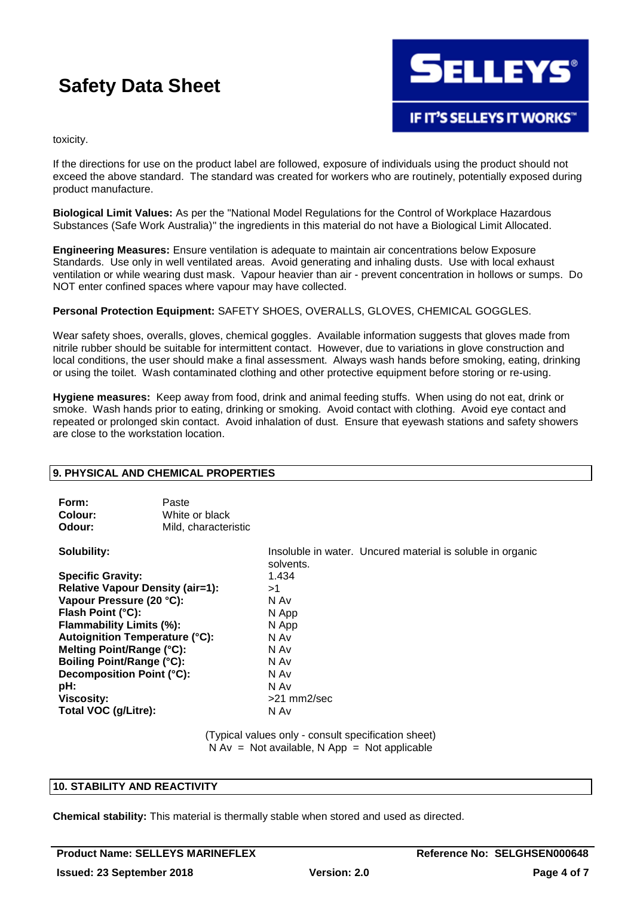toxicity.

If the directions for use on the product label are followed, exposure of individuals using the product should not exceed the above standard. The standard was created for workers who are routinely, potentially exposed during product manufacture.

**Biological Limit Values:** As per the "National Model Regulations for the Control of Workplace Hazardous Substances (Safe Work Australia)" the ingredients in this material do not have a Biological Limit Allocated.

**Engineering Measures:** Ensure ventilation is adequate to maintain air concentrations below Exposure Standards. Use only in well ventilated areas. Avoid generating and inhaling dusts. Use with local exhaust ventilation or while wearing dust mask. Vapour heavier than air - prevent concentration in hollows or sumps. Do NOT enter confined spaces where vapour may have collected.

**Personal Protection Equipment:** SAFETY SHOES, OVERALLS, GLOVES, CHEMICAL GOGGLES.

Wear safety shoes, overalls, gloves, chemical goggles. Available information suggests that gloves made from nitrile rubber should be suitable for intermittent contact. However, due to variations in glove construction and local conditions, the user should make a final assessment. Always wash hands before smoking, eating, drinking or using the toilet. Wash contaminated clothing and other protective equipment before storing or re-using.

**Hygiene measures:** Keep away from food, drink and animal feeding stuffs. When using do not eat, drink or smoke. Wash hands prior to eating, drinking or smoking. Avoid contact with clothing. Avoid eye contact and repeated or prolonged skin contact. Avoid inhalation of dust. Ensure that eyewash stations and safety showers are close to the workstation location.

## 9. PHYSICAL AND CHEMICAL PROPERTIES

**Form:** Paste
**Colour:** White or black
**Odour:** Mild, characteristic

| Property | Value |
|---|---|
| **Solubility:** | Insoluble in water. Uncured material is soluble in organic solvents. |
| **Specific Gravity:** | 1.434 |
| **Relative Vapour Density (air=1):** | >1 |
| **Vapour Pressure (20 °C):** | N Av |
| **Flash Point (°C):** | N App |
| **Flammability Limits (%):** | N App |
| **Autoignition Temperature (°C):** | N Av |
| **Melting Point/Range (°C):** | N Av |
| **Boiling Point/Range (°C):** | N Av |
| **Decomposition Point (°C):** | N Av |
| **pH:** | N Av |
| **Viscosity:** | >21 mm2/sec |
| **Total VOC (g/Litre):** | N Av |

(Typical values only - consult specification sheet)
N Av = Not available, N App = Not applicable

## 10. STABILITY AND REACTIVITY

**Chemical stability:** This material is thermally stable when stored and used as directed.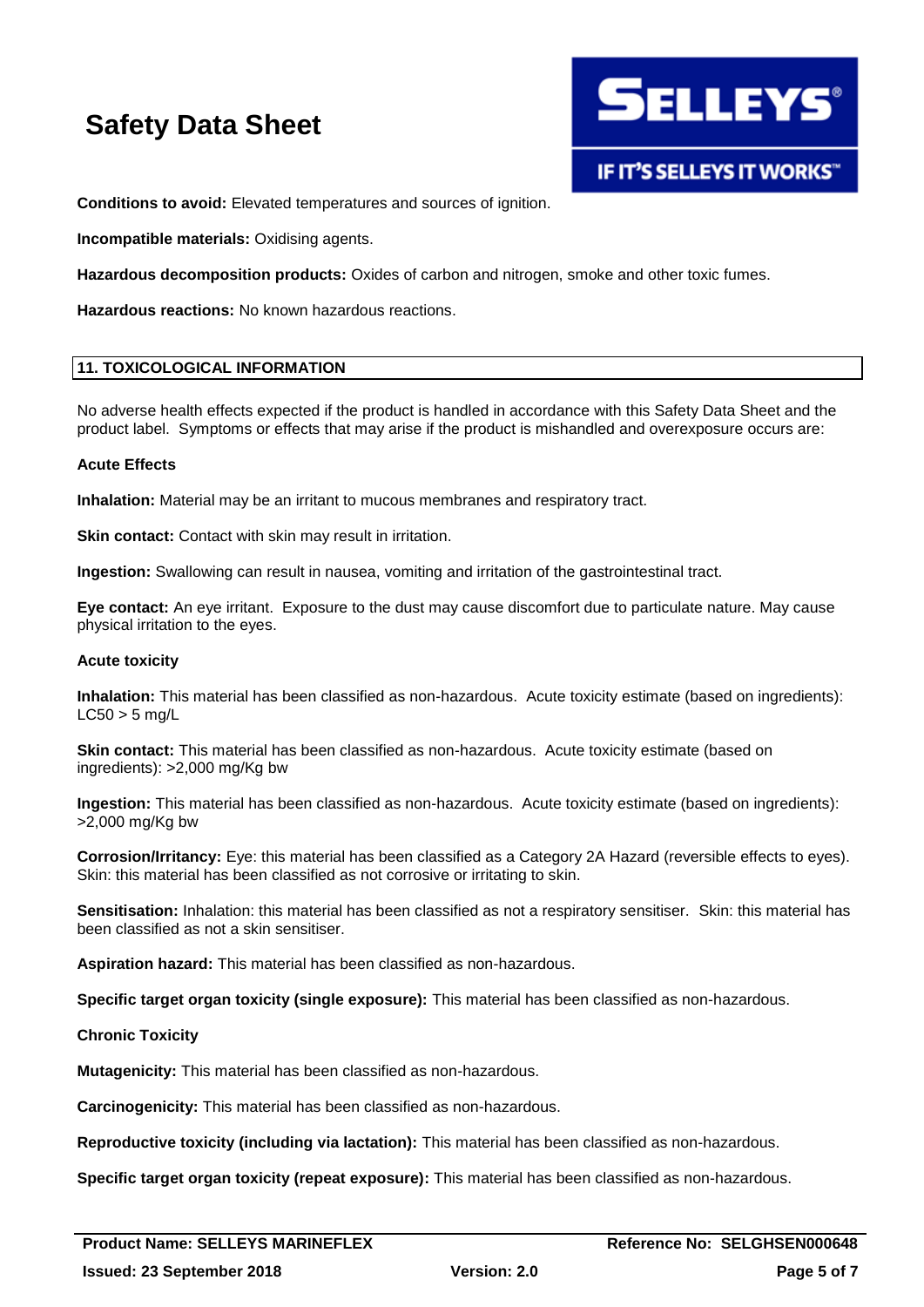**Conditions to avoid:** Elevated temperatures and sources of ignition.

**Incompatible materials:** Oxidising agents.

**Hazardous decomposition products:** Oxides of carbon and nitrogen, smoke and other toxic fumes.

**Hazardous reactions:** No known hazardous reactions.

## 11. TOXICOLOGICAL INFORMATION

No adverse health effects expected if the product is handled in accordance with this Safety Data Sheet and the product label. Symptoms or effects that may arise if the product is mishandled and overexposure occurs are:

**Acute Effects**

**Inhalation:** Material may be an irritant to mucous membranes and respiratory tract.

**Skin contact:** Contact with skin may result in irritation.

**Ingestion:** Swallowing can result in nausea, vomiting and irritation of the gastrointestinal tract.

**Eye contact:** An eye irritant. Exposure to the dust may cause discomfort due to particulate nature. May cause physical irritation to the eyes.

**Acute toxicity**

**Inhalation:** This material has been classified as non-hazardous. Acute toxicity estimate (based on ingredients): LC50 > 5 mg/L

**Skin contact:** This material has been classified as non-hazardous. Acute toxicity estimate (based on ingredients): >2,000 mg/Kg bw

**Ingestion:** This material has been classified as non-hazardous. Acute toxicity estimate (based on ingredients): >2,000 mg/Kg bw

**Corrosion/Irritancy:** Eye: this material has been classified as a Category 2A Hazard (reversible effects to eyes). Skin: this material has been classified as not corrosive or irritating to skin.

**Sensitisation:** Inhalation: this material has been classified as not a respiratory sensitiser. Skin: this material has been classified as not a skin sensitiser.

**Aspiration hazard:** This material has been classified as non-hazardous.

**Specific target organ toxicity (single exposure):** This material has been classified as non-hazardous.

**Chronic Toxicity**

**Mutagenicity:** This material has been classified as non-hazardous.

**Carcinogenicity:** This material has been classified as non-hazardous.

**Reproductive toxicity (including via lactation):** This material has been classified as non-hazardous.

**Specific target organ toxicity (repeat exposure):** This material has been classified as non-hazardous.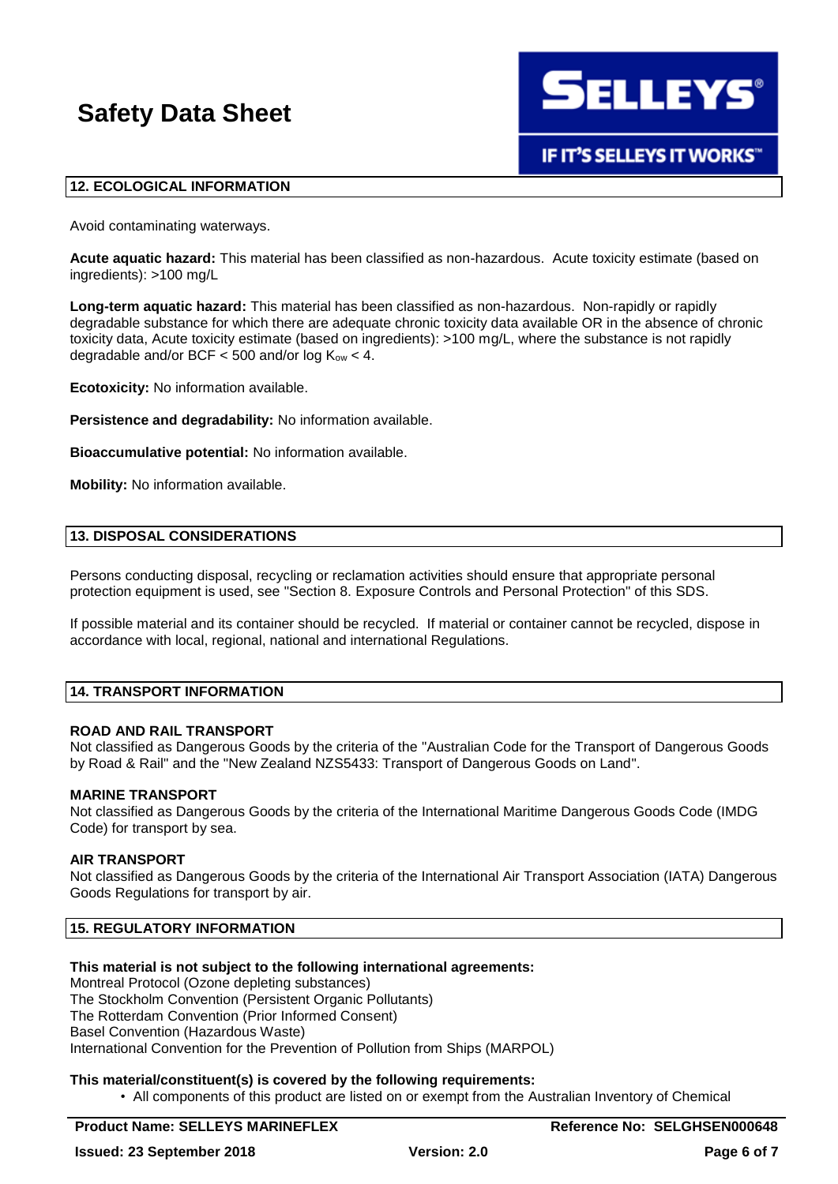## 12. ECOLOGICAL INFORMATION

Avoid contaminating waterways.

**Acute aquatic hazard:** This material has been classified as non-hazardous. Acute toxicity estimate (based on ingredients): >100 mg/L

**Long-term aquatic hazard:** This material has been classified as non-hazardous. Non-rapidly or rapidly degradable substance for which there are adequate chronic toxicity data available OR in the absence of chronic toxicity data, Acute toxicity estimate (based on ingredients): >100 mg/L, where the substance is not rapidly degradable and/or BCF < 500 and/or log $K_{ow}$ < 4.

**Ecotoxicity:** No information available.

**Persistence and degradability:** No information available.

**Bioaccumulative potential:** No information available.

**Mobility:** No information available.

## 13. DISPOSAL CONSIDERATIONS

Persons conducting disposal, recycling or reclamation activities should ensure that appropriate personal protection equipment is used, see "Section 8. Exposure Controls and Personal Protection" of this SDS.

If possible material and its container should be recycled. If material or container cannot be recycled, dispose in accordance with local, regional, national and international Regulations.

## 14. TRANSPORT INFORMATION

**ROAD AND RAIL TRANSPORT**
Not classified as Dangerous Goods by the criteria of the "Australian Code for the Transport of Dangerous Goods by Road & Rail" and the "New Zealand NZS5433: Transport of Dangerous Goods on Land".

**MARINE TRANSPORT**
Not classified as Dangerous Goods by the criteria of the International Maritime Dangerous Goods Code (IMDG Code) for transport by sea.

**AIR TRANSPORT**
Not classified as Dangerous Goods by the criteria of the International Air Transport Association (IATA) Dangerous Goods Regulations for transport by air.

## 15. REGULATORY INFORMATION

**This material is not subject to the following international agreements:**
Montreal Protocol (Ozone depleting substances)
The Stockholm Convention (Persistent Organic Pollutants)
The Rotterdam Convention (Prior Informed Consent)
Basel Convention (Hazardous Waste)
International Convention for the Prevention of Pollution from Ships (MARPOL)

**This material/constituent(s) is covered by the following requirements:**

- All components of this product are listed on or exempt from the Australian Inventory of Chemical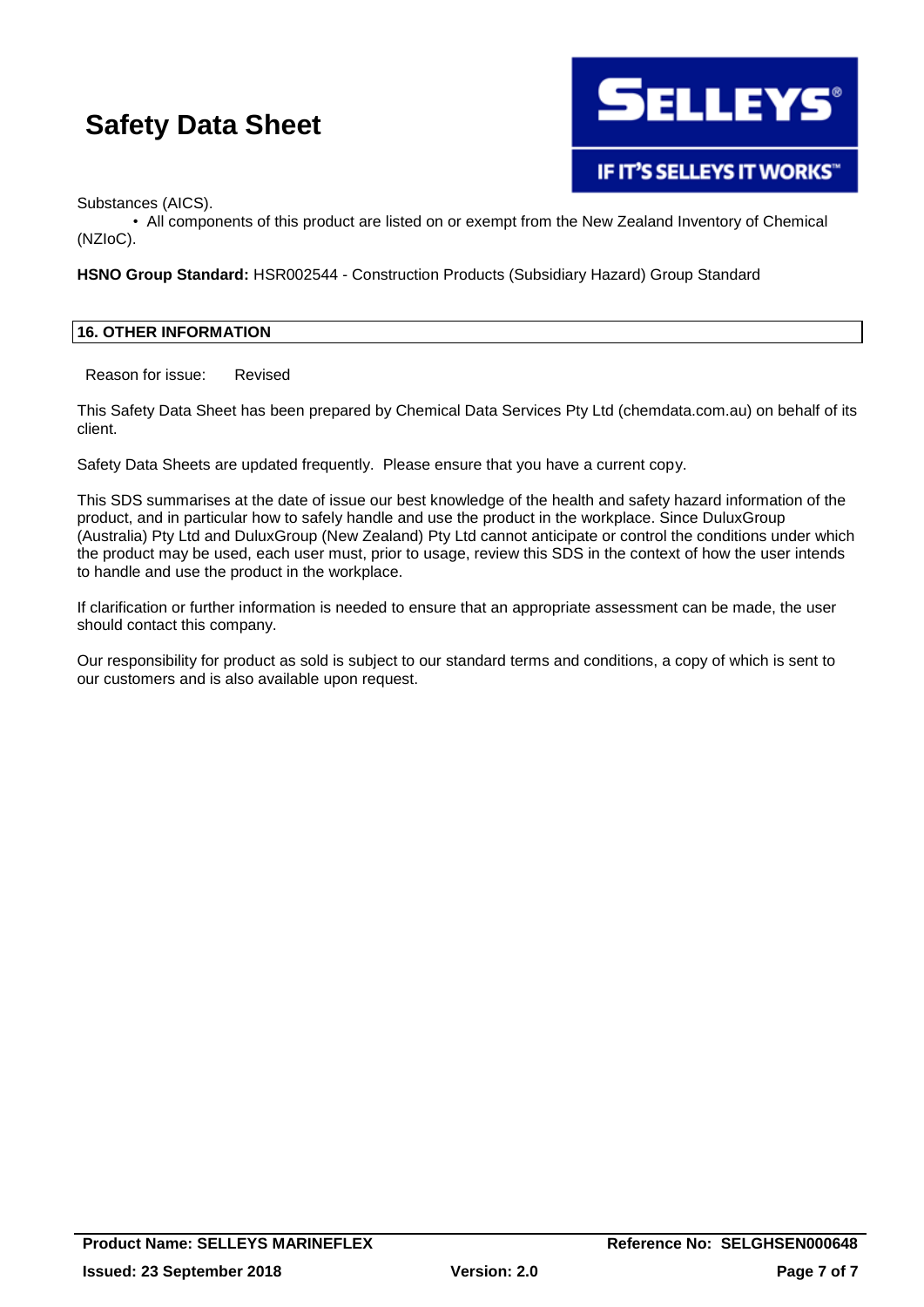Substances (AICS).

• All components of this product are listed on or exempt from the New Zealand Inventory of Chemical (NZIoC).

**HSNO Group Standard:** HSR002544 - Construction Products (Subsidiary Hazard) Group Standard

## 16. OTHER INFORMATION

Reason for issue: Revised

This Safety Data Sheet has been prepared by Chemical Data Services Pty Ltd (chemdata.com.au) on behalf of its client.

Safety Data Sheets are updated frequently. Please ensure that you have a current copy.

This SDS summarises at the date of issue our best knowledge of the health and safety hazard information of the product, and in particular how to safely handle and use the product in the workplace. Since DuluxGroup (Australia) Pty Ltd and DuluxGroup (New Zealand) Pty Ltd cannot anticipate or control the conditions under which the product may be used, each user must, prior to usage, review this SDS in the context of how the user intends to handle and use the product in the workplace.

If clarification or further information is needed to ensure that an appropriate assessment can be made, the user should contact this company.

Our responsibility for product as sold is subject to our standard terms and conditions, a copy of which is sent to our customers and is also available upon request.